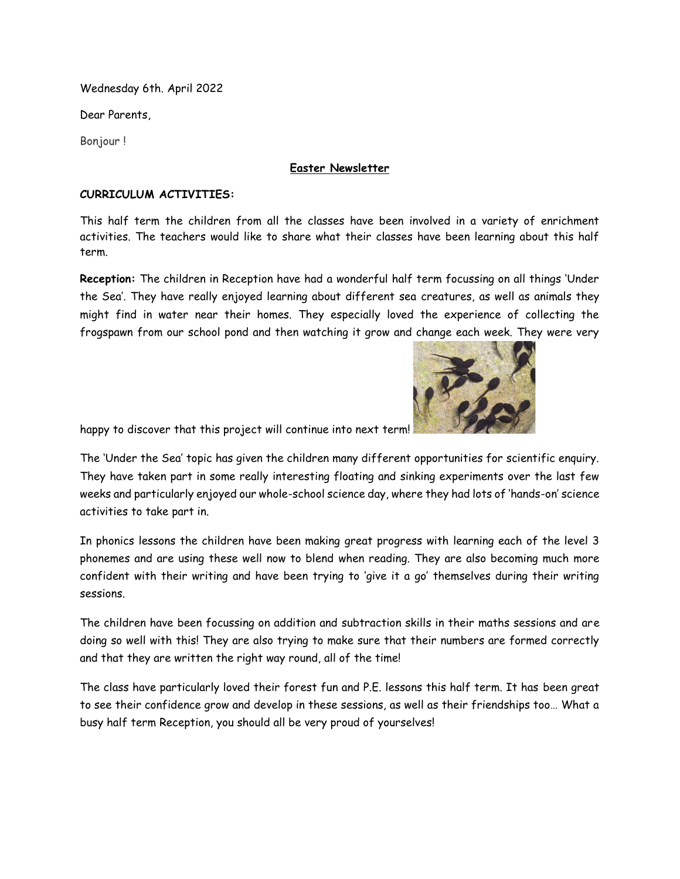Wednesday 6th. April 2022

Dear Parents,

Bonjour !

## Easter Newsletter

**CURRICULUM ACTIVITIES:**

This half term the children from all the classes have been involved in a variety of enrichment activities. The teachers would like to share what their classes have been learning about this half term.

**Reception:** The children in Reception have had a wonderful half term focussing on all things 'Under the Sea'. They have really enjoyed learning about different sea creatures, as well as animals they might find in water near their homes. They especially loved the experience of collecting the frogspawn from our school pond and then watching it grow and change each week. They were very happy to discover that this project will continue into next term!

The 'Under the Sea' topic has given the children many different opportunities for scientific enquiry. They have taken part in some really interesting floating and sinking experiments over the last few weeks and particularly enjoyed our whole-school science day, where they had lots of 'hands-on' science activities to take part in.

In phonics lessons the children have been making great progress with learning each of the level 3 phonemes and are using these well now to blend when reading. They are also becoming much more confident with their writing and have been trying to 'give it a go' themselves during their writing sessions.

The children have been focussing on addition and subtraction skills in their maths sessions and are doing so well with this! They are also trying to make sure that their numbers are formed correctly and that they are written the right way round, all of the time!

The class have particularly loved their forest fun and P.E. lessons this half term. It has been great to see their confidence grow and develop in these sessions, as well as their friendships too… What a busy half term Reception, you should all be very proud of yourselves!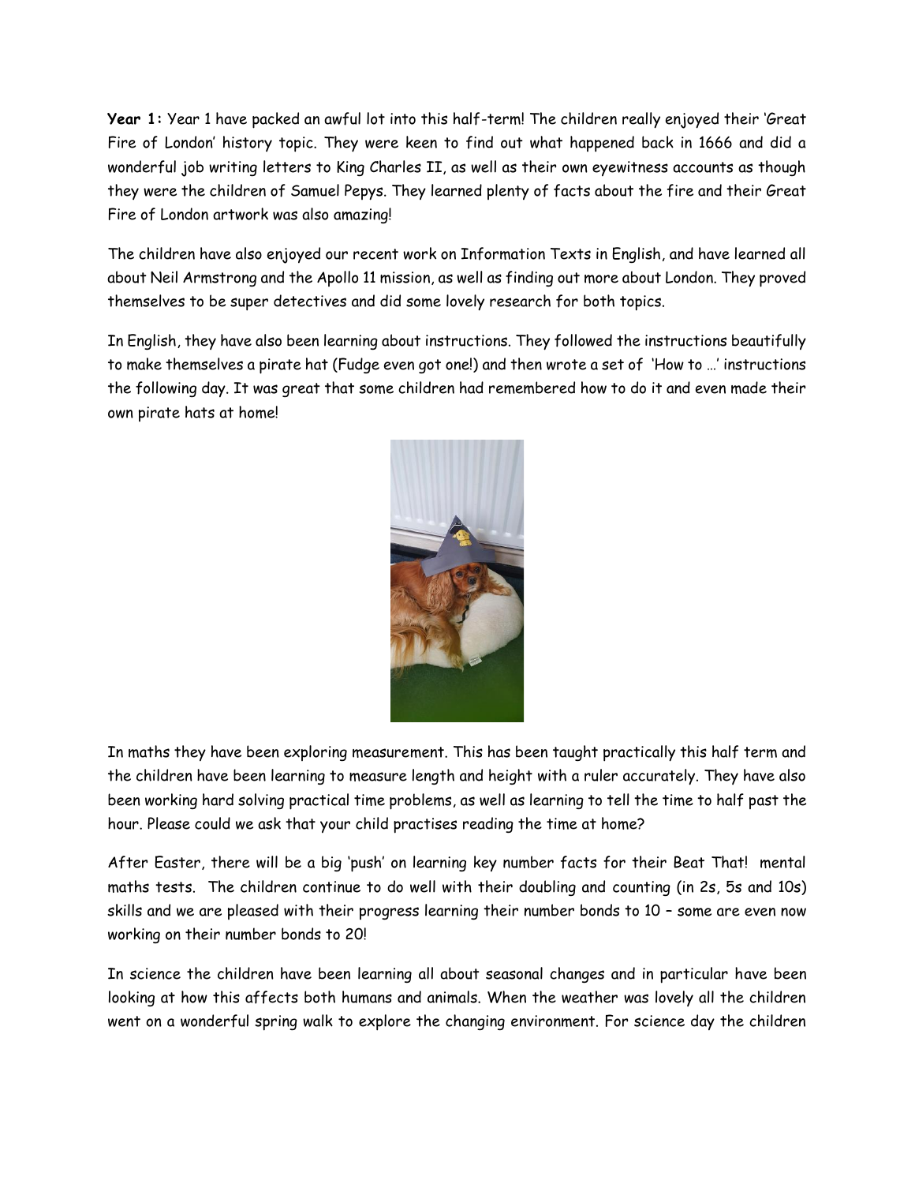**Year 1:** Year 1 have packed an awful lot into this half-term! The children really enjoyed their 'Great Fire of London' history topic. They were keen to find out what happened back in 1666 and did a wonderful job writing letters to King Charles II, as well as their own eyewitness accounts as though they were the children of Samuel Pepys. They learned plenty of facts about the fire and their Great Fire of London artwork was also amazing!

The children have also enjoyed our recent work on Information Texts in English, and have learned all about Neil Armstrong and the Apollo 11 mission, as well as finding out more about London. They proved themselves to be super detectives and did some lovely research for both topics.

In English, they have also been learning about instructions. They followed the instructions beautifully to make themselves a pirate hat (Fudge even got one!) and then wrote a set of 'How to …' instructions the following day. It was great that some children had remembered how to do it and even made their own pirate hats at home!

In maths they have been exploring measurement. This has been taught practically this half term and the children have been learning to measure length and height with a ruler accurately. They have also been working hard solving practical time problems, as well as learning to tell the time to half past the hour. Please could we ask that your child practises reading the time at home?

After Easter, there will be a big 'push' on learning key number facts for their Beat That! mental maths tests. The children continue to do well with their doubling and counting (in 2s, 5s and 10s) skills and we are pleased with their progress learning their number bonds to 10 – some are even now working on their number bonds to 20!

In science the children have been learning all about seasonal changes and in particular have been looking at how this affects both humans and animals. When the weather was lovely all the children went on a wonderful spring walk to explore the changing environment. For science day the children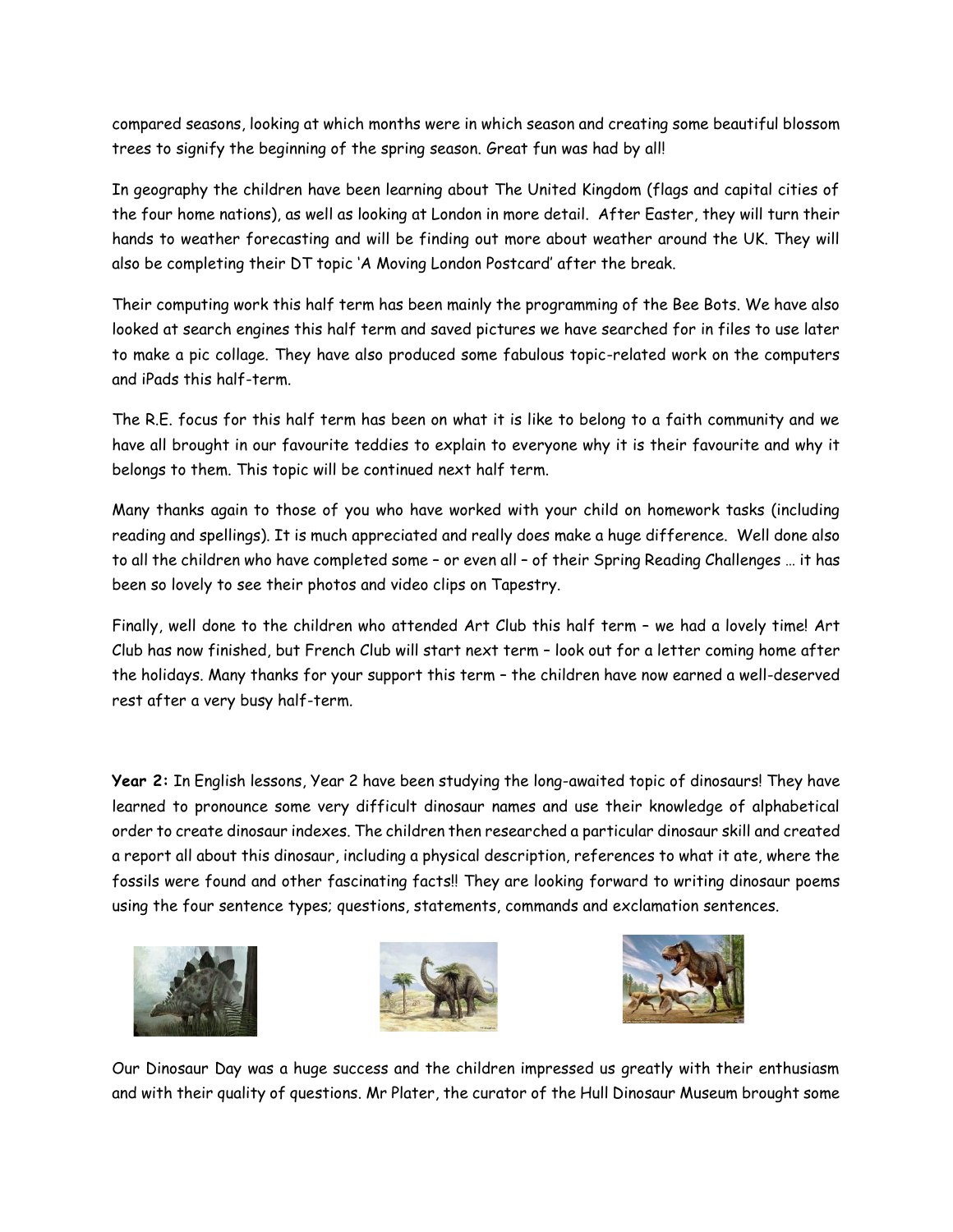compared seasons, looking at which months were in which season and creating some beautiful blossom trees to signify the beginning of the spring season. Great fun was had by all!

In geography the children have been learning about The United Kingdom (flags and capital cities of the four home nations), as well as looking at London in more detail. After Easter, they will turn their hands to weather forecasting and will be finding out more about weather around the UK. They will also be completing their DT topic 'A Moving London Postcard' after the break.

Their computing work this half term has been mainly the programming of the Bee Bots. We have also looked at search engines this half term and saved pictures we have searched for in files to use later to make a pic collage. They have also produced some fabulous topic-related work on the computers and iPads this half-term.

The R.E. focus for this half term has been on what it is like to belong to a faith community and we have all brought in our favourite teddies to explain to everyone why it is their favourite and why it belongs to them. This topic will be continued next half term.

Many thanks again to those of you who have worked with your child on homework tasks (including reading and spellings). It is much appreciated and really does make a huge difference. Well done also to all the children who have completed some – or even all – of their Spring Reading Challenges … it has been so lovely to see their photos and video clips on Tapestry.

Finally, well done to the children who attended Art Club this half term – we had a lovely time! Art Club has now finished, but French Club will start next term – look out for a letter coming home after the holidays. Many thanks for your support this term – the children have now earned a well-deserved rest after a very busy half-term.

**Year 2:** In English lessons, Year 2 have been studying the long-awaited topic of dinosaurs! They have learned to pronounce some very difficult dinosaur names and use their knowledge of alphabetical order to create dinosaur indexes. The children then researched a particular dinosaur skill and created a report all about this dinosaur, including a physical description, references to what it ate, where the fossils were found and other fascinating facts!! They are looking forward to writing dinosaur poems using the four sentence types; questions, statements, commands and exclamation sentences.

Our Dinosaur Day was a huge success and the children impressed us greatly with their enthusiasm and with their quality of questions. Mr Plater, the curator of the Hull Dinosaur Museum brought some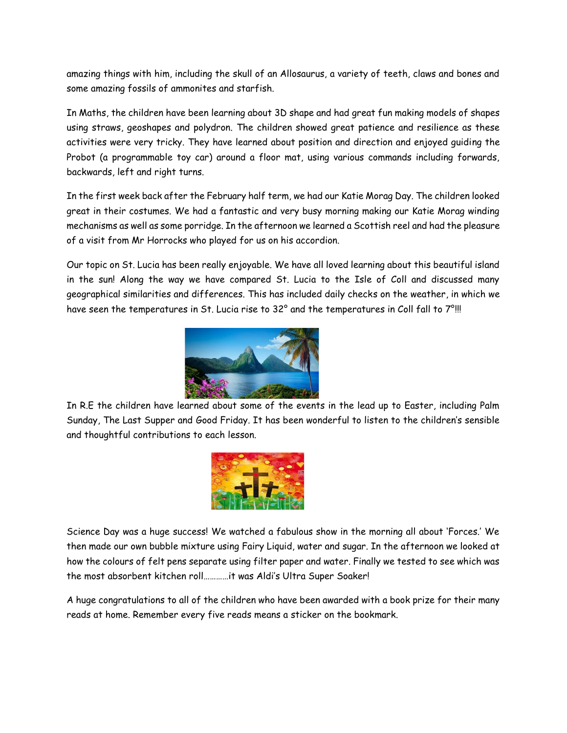amazing things with him, including the skull of an Allosaurus, a variety of teeth, claws and bones and some amazing fossils of ammonites and starfish.

In Maths, the children have been learning about 3D shape and had great fun making models of shapes using straws, geoshapes and polydron. The children showed great patience and resilience as these activities were very tricky. They have learned about position and direction and enjoyed guiding the Probot (a programmable toy car) around a floor mat, using various commands including forwards, backwards, left and right turns.

In the first week back after the February half term, we had our Katie Morag Day. The children looked great in their costumes. We had a fantastic and very busy morning making our Katie Morag winding mechanisms as well as some porridge. In the afternoon we learned a Scottish reel and had the pleasure of a visit from Mr Horrocks who played for us on his accordion.

Our topic on St. Lucia has been really enjoyable. We have all loved learning about this beautiful island in the sun! Along the way we have compared St. Lucia to the Isle of Coll and discussed many geographical similarities and differences. This has included daily checks on the weather, in which we have seen the temperatures in St. Lucia rise to 32° and the temperatures in Coll fall to 7°!!!

In R.E the children have learned about some of the events in the lead up to Easter, including Palm Sunday, The Last Supper and Good Friday. It has been wonderful to listen to the children's sensible and thoughtful contributions to each lesson.

Science Day was a huge success! We watched a fabulous show in the morning all about 'Forces.' We then made our own bubble mixture using Fairy Liquid, water and sugar. In the afternoon we looked at how the colours of felt pens separate using filter paper and water. Finally we tested to see which was the most absorbent kitchen roll…………it was Aldi's Ultra Super Soaker!

A huge congratulations to all of the children who have been awarded with a book prize for their many reads at home. Remember every five reads means a sticker on the bookmark.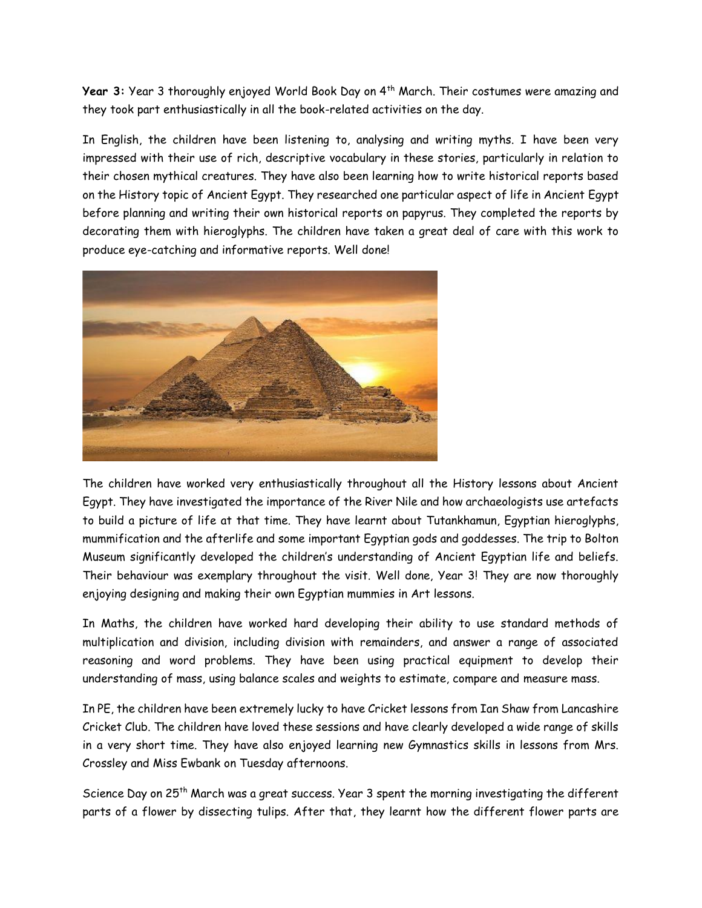**Year 3:** Year 3 thoroughly enjoyed World Book Day on 4th March. Their costumes were amazing and they took part enthusiastically in all the book-related activities on the day.

In English, the children have been listening to, analysing and writing myths. I have been very impressed with their use of rich, descriptive vocabulary in these stories, particularly in relation to their chosen mythical creatures. They have also been learning how to write historical reports based on the History topic of Ancient Egypt. They researched one particular aspect of life in Ancient Egypt before planning and writing their own historical reports on papyrus. They completed the reports by decorating them with hieroglyphs. The children have taken a great deal of care with this work to produce eye-catching and informative reports. Well done!

The children have worked very enthusiastically throughout all the History lessons about Ancient Egypt. They have investigated the importance of the River Nile and how archaeologists use artefacts to build a picture of life at that time. They have learnt about Tutankhamun, Egyptian hieroglyphs, mummification and the afterlife and some important Egyptian gods and goddesses. The trip to Bolton Museum significantly developed the children's understanding of Ancient Egyptian life and beliefs. Their behaviour was exemplary throughout the visit. Well done, Year 3! They are now thoroughly enjoying designing and making their own Egyptian mummies in Art lessons.

In Maths, the children have worked hard developing their ability to use standard methods of multiplication and division, including division with remainders, and answer a range of associated reasoning and word problems. They have been using practical equipment to develop their understanding of mass, using balance scales and weights to estimate, compare and measure mass.

In PE, the children have been extremely lucky to have Cricket lessons from Ian Shaw from Lancashire Cricket Club. The children have loved these sessions and have clearly developed a wide range of skills in a very short time. They have also enjoyed learning new Gymnastics skills in lessons from Mrs. Crossley and Miss Ewbank on Tuesday afternoons.

Science Day on 25th March was a great success. Year 3 spent the morning investigating the different parts of a flower by dissecting tulips. After that, they learnt how the different flower parts are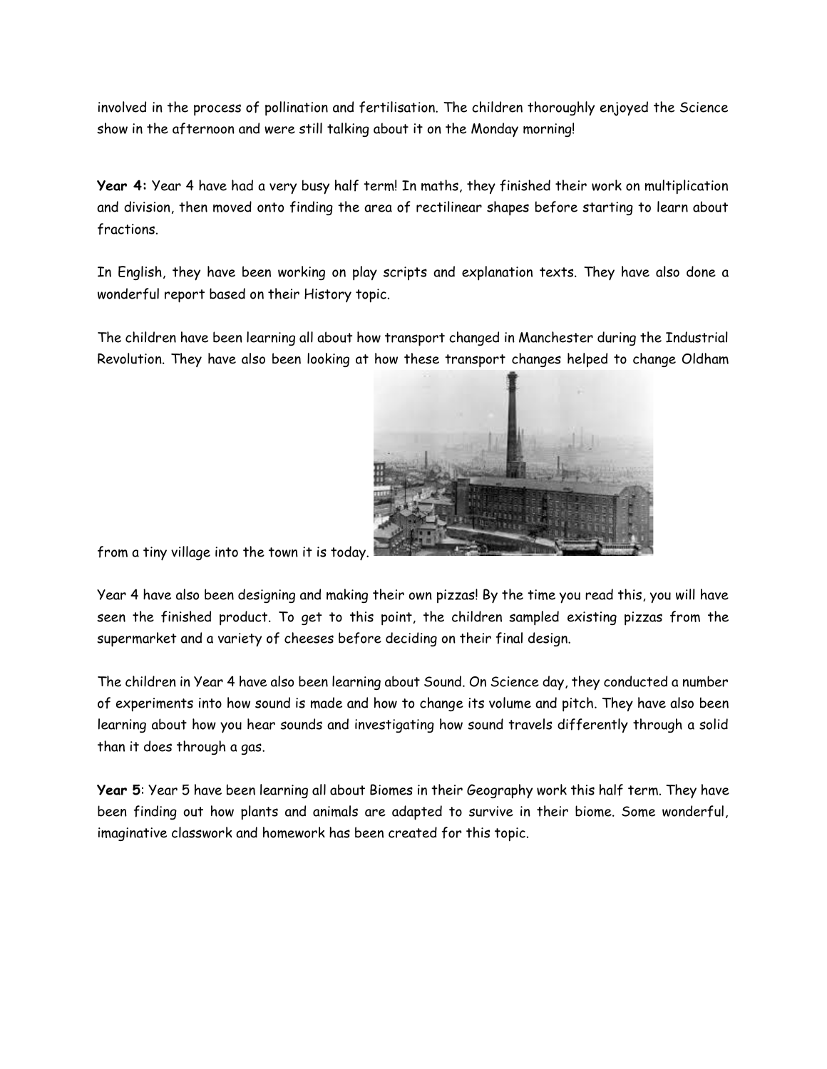involved in the process of pollination and fertilisation. The children thoroughly enjoyed the Science show in the afternoon and were still talking about it on the Monday morning!

**Year 4:** Year 4 have had a very busy half term! In maths, they finished their work on multiplication and division, then moved onto finding the area of rectilinear shapes before starting to learn about fractions.

In English, they have been working on play scripts and explanation texts. They have also done a wonderful report based on their History topic.

The children have been learning all about how transport changed in Manchester during the Industrial Revolution. They have also been looking at how these transport changes helped to change Oldham from a tiny village into the town it is today.

Year 4 have also been designing and making their own pizzas! By the time you read this, you will have seen the finished product. To get to this point, the children sampled existing pizzas from the supermarket and a variety of cheeses before deciding on their final design.

The children in Year 4 have also been learning about Sound. On Science day, they conducted a number of experiments into how sound is made and how to change its volume and pitch. They have also been learning about how you hear sounds and investigating how sound travels differently through a solid than it does through a gas.

**Year 5**: Year 5 have been learning all about Biomes in their Geography work this half term. They have been finding out how plants and animals are adapted to survive in their biome. Some wonderful, imaginative classwork and homework has been created for this topic.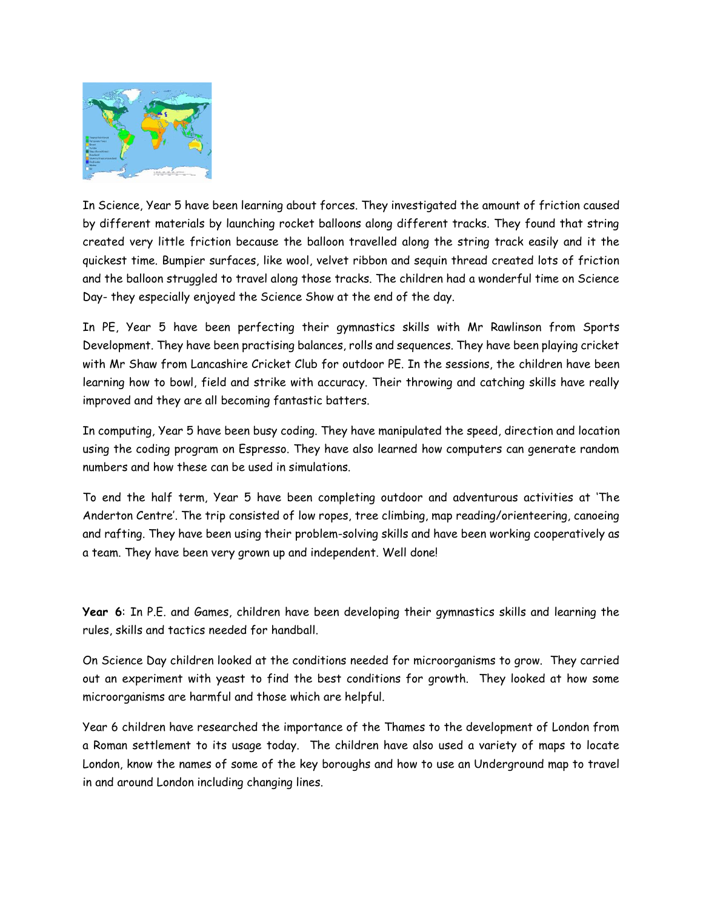In Science, Year 5 have been learning about forces. They investigated the amount of friction caused by different materials by launching rocket balloons along different tracks. They found that string created very little friction because the balloon travelled along the string track easily and it the quickest time. Bumpier surfaces, like wool, velvet ribbon and sequin thread created lots of friction and the balloon struggled to travel along those tracks. The children had a wonderful time on Science Day- they especially enjoyed the Science Show at the end of the day.

In PE, Year 5 have been perfecting their gymnastics skills with Mr Rawlinson from Sports Development. They have been practising balances, rolls and sequences. They have been playing cricket with Mr Shaw from Lancashire Cricket Club for outdoor PE. In the sessions, the children have been learning how to bowl, field and strike with accuracy. Their throwing and catching skills have really improved and they are all becoming fantastic batters.

In computing, Year 5 have been busy coding. They have manipulated the speed, direction and location using the coding program on Espresso. They have also learned how computers can generate random numbers and how these can be used in simulations.

To end the half term, Year 5 have been completing outdoor and adventurous activities at 'The Anderton Centre'. The trip consisted of low ropes, tree climbing, map reading/orienteering, canoeing and rafting. They have been using their problem-solving skills and have been working cooperatively as a team. They have been very grown up and independent. Well done!

**Year 6**: In P.E. and Games, children have been developing their gymnastics skills and learning the rules, skills and tactics needed for handball.

On Science Day children looked at the conditions needed for microorganisms to grow. They carried out an experiment with yeast to find the best conditions for growth. They looked at how some microorganisms are harmful and those which are helpful.

Year 6 children have researched the importance of the Thames to the development of London from a Roman settlement to its usage today. The children have also used a variety of maps to locate London, know the names of some of the key boroughs and how to use an Underground map to travel in and around London including changing lines.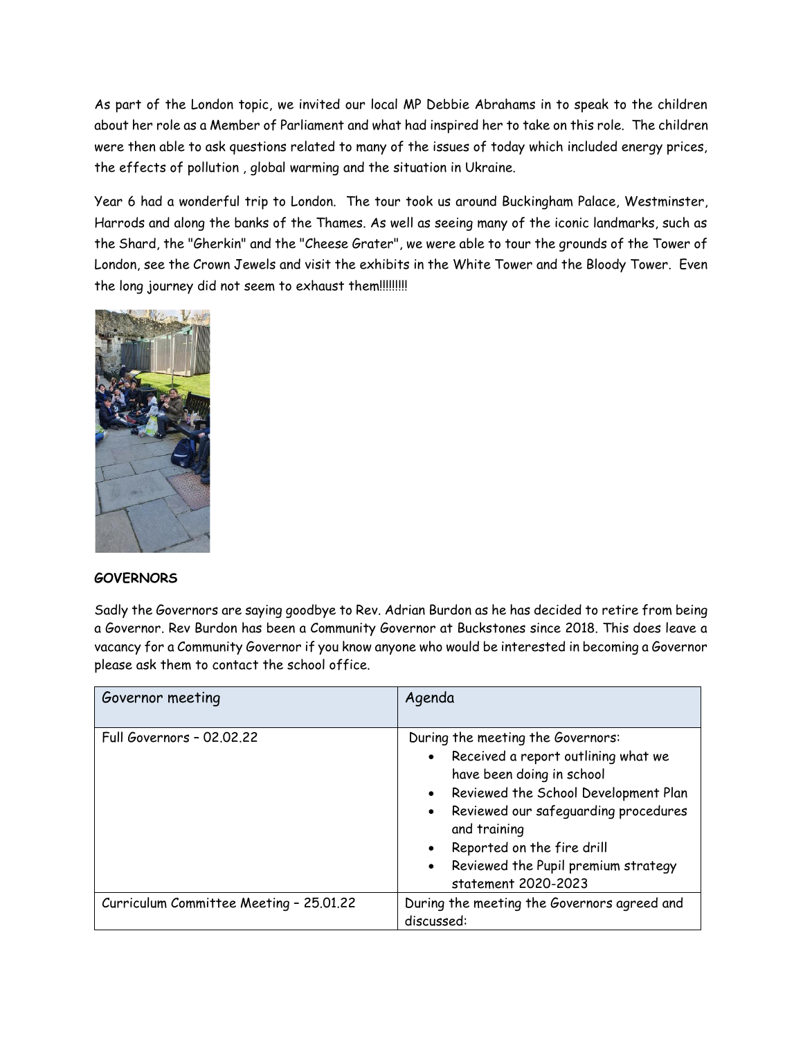As part of the London topic, we invited our local MP Debbie Abrahams in to speak to the children about her role as a Member of Parliament and what had inspired her to take on this role. The children were then able to ask questions related to many of the issues of today which included energy prices, the effects of pollution , global warming and the situation in Ukraine.

Year 6 had a wonderful trip to London. The tour took us around Buckingham Palace, Westminster, Harrods and along the banks of the Thames. As well as seeing many of the iconic landmarks, such as the Shard, the "Gherkin" and the "Cheese Grater", we were able to tour the grounds of the Tower of London, see the Crown Jewels and visit the exhibits in the White Tower and the Bloody Tower. Even the long journey did not seem to exhaust them!!!!!!!!!

**GOVERNORS**

Sadly the Governors are saying goodbye to Rev. Adrian Burdon as he has decided to retire from being a Governor. Rev Burdon has been a Community Governor at Buckstones since 2018. This does leave a vacancy for a Community Governor if you know anyone who would be interested in becoming a Governor please ask them to contact the school office.

| Governor meeting | Agenda |
|---|---|
| Full Governors – 02.02.22 | During the meeting the Governors:<br>• Received a report outlining what we have been doing in school<br>• Reviewed the School Development Plan<br>• Reviewed our safeguarding procedures and training<br>• Reported on the fire drill<br>• Reviewed the Pupil premium strategy statement 2020-2023 |
| Curriculum Committee Meeting – 25.01.22 | During the meeting the Governors agreed and discussed: |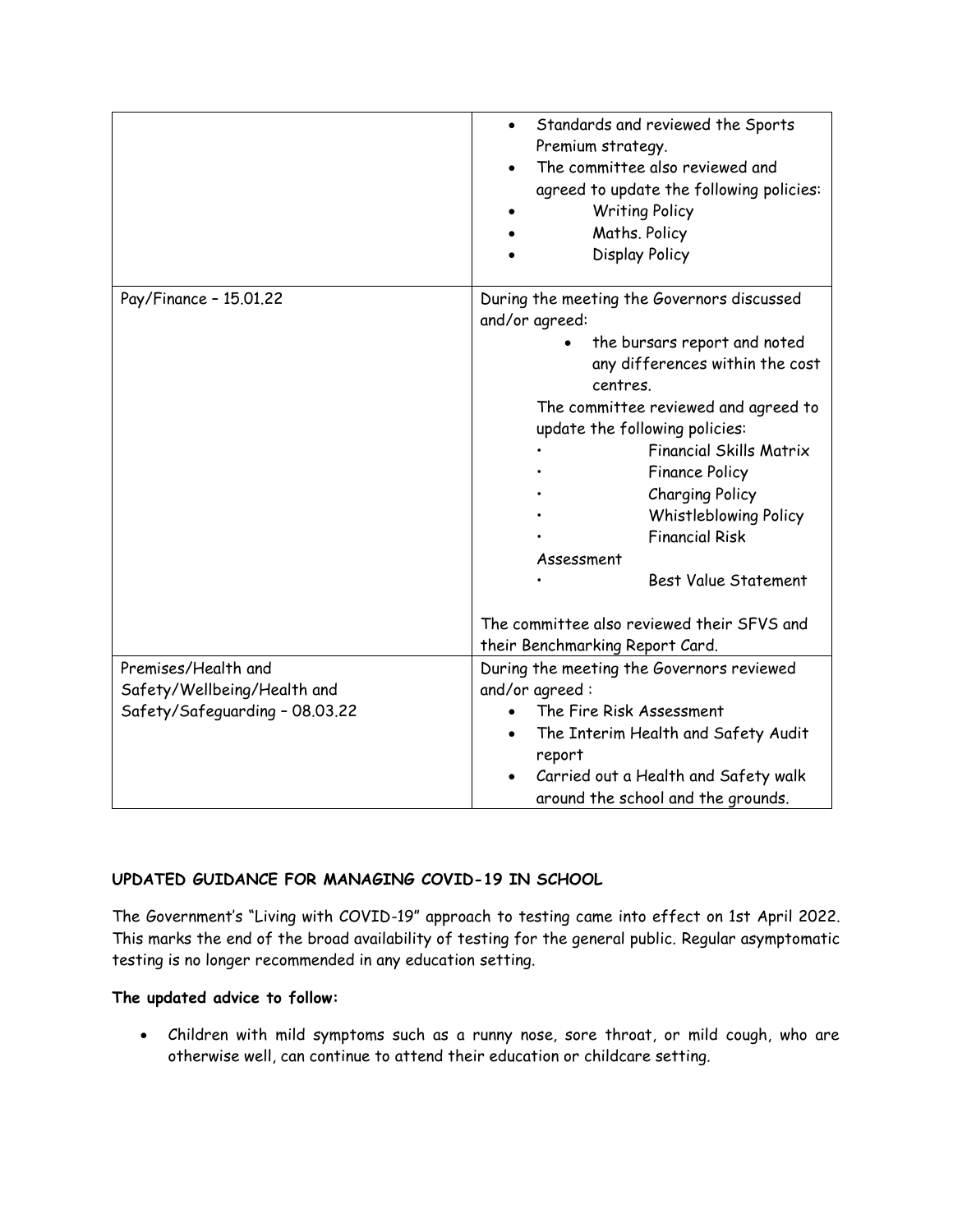| | |
|---|---|
| | • Standards and reviewed the Sports Premium strategy.<br>• The committee also reviewed and agreed to update the following policies:<br>• Writing Policy<br>• Maths. Policy<br>• Display Policy |
| Pay/Finance – 15.01.22 | During the meeting the Governors discussed and/or agreed:<br>• the bursars report and noted any differences within the cost centres.<br>The committee reviewed and agreed to update the following policies:<br>• Financial Skills Matrix<br>• Finance Policy<br>• Charging Policy<br>• Whistleblowing Policy<br>• Financial Risk Assessment<br>• Best Value Statement<br><br>The committee also reviewed their SFVS and their Benchmarking Report Card. |
| Premises/Health and Safety/Wellbeing/Health and Safety/Safeguarding – 08.03.22 | During the meeting the Governors reviewed and/or agreed :<br>• The Fire Risk Assessment<br>• The Interim Health and Safety Audit report<br>• Carried out a Health and Safety walk around the school and the grounds. |

**UPDATED GUIDANCE FOR MANAGING COVID-19 IN SCHOOL**

The Government's "Living with COVID-19" approach to testing came into effect on 1st April 2022. This marks the end of the broad availability of testing for the general public. Regular asymptomatic testing is no longer recommended in any education setting.

**The updated advice to follow:**

- Children with mild symptoms such as a runny nose, sore throat, or mild cough, who are otherwise well, can continue to attend their education or childcare setting.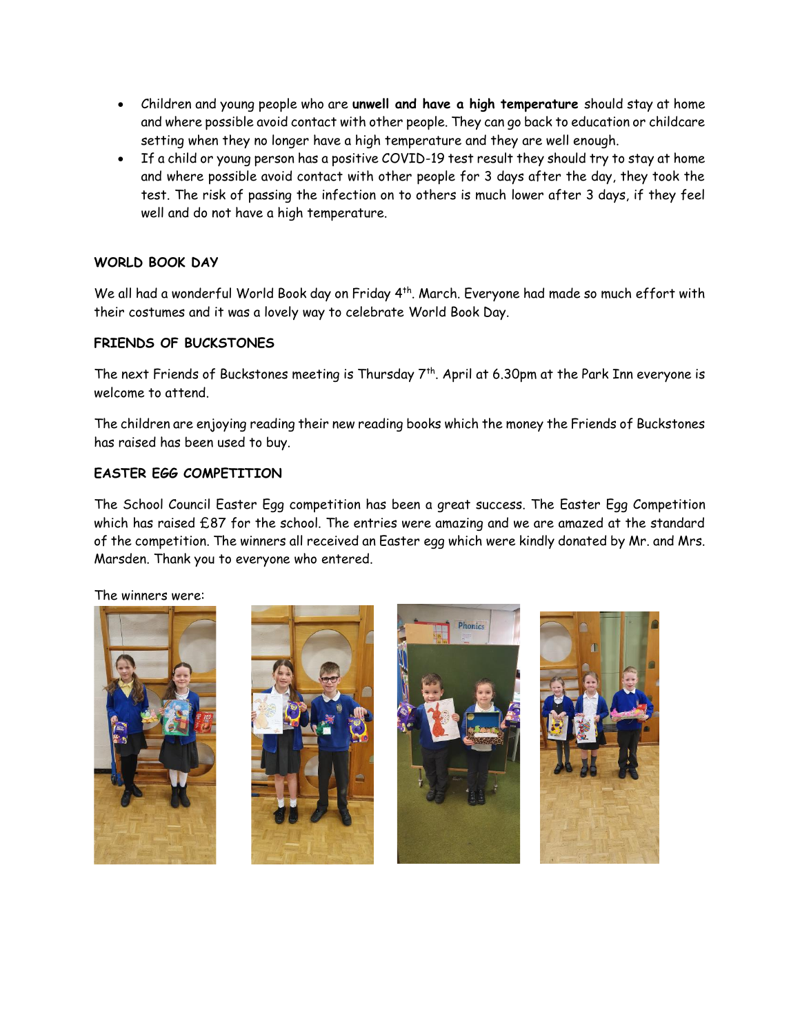- Children and young people who are **unwell and have a high temperature** should stay at home and where possible avoid contact with other people. They can go back to education or childcare setting when they no longer have a high temperature and they are well enough.
- If a child or young person has a positive COVID-19 test result they should try to stay at home and where possible avoid contact with other people for 3 days after the day, they took the test. The risk of passing the infection on to others is much lower after 3 days, if they feel well and do not have a high temperature.

**WORLD BOOK DAY**

We all had a wonderful World Book day on Friday 4th. March. Everyone had made so much effort with their costumes and it was a lovely way to celebrate World Book Day.

**FRIENDS OF BUCKSTONES**

The next Friends of Buckstones meeting is Thursday 7th. April at 6.30pm at the Park Inn everyone is welcome to attend.

The children are enjoying reading their new reading books which the money the Friends of Buckstones has raised has been used to buy.

**EASTER EGG COMPETITION**

The School Council Easter Egg competition has been a great success. The Easter Egg Competition which has raised £87 for the school. The entries were amazing and we are amazed at the standard of the competition. The winners all received an Easter egg which were kindly donated by Mr. and Mrs. Marsden. Thank you to everyone who entered.

The winners were: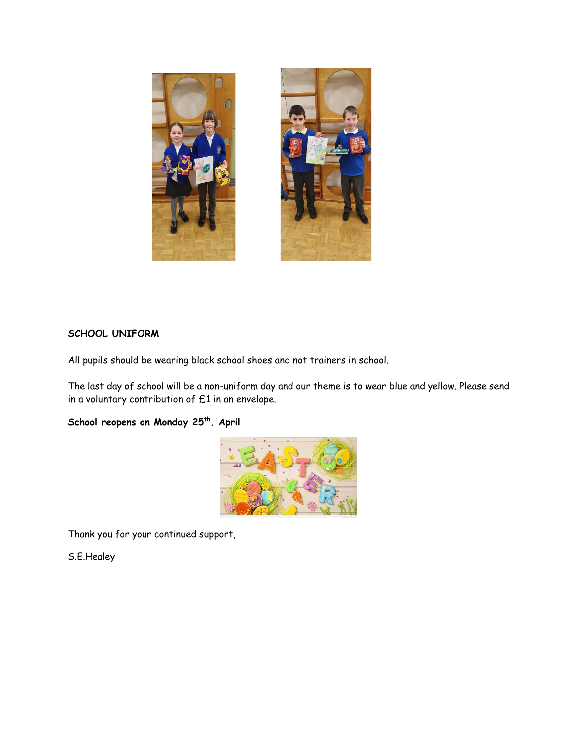**SCHOOL UNIFORM**

All pupils should be wearing black school shoes and not trainers in school.

The last day of school will be a non-uniform day and our theme is to wear blue and yellow. Please send in a voluntary contribution of £1 in an envelope.

**School reopens on Monday 25th. April**

Thank you for your continued support,

S.E.Healey